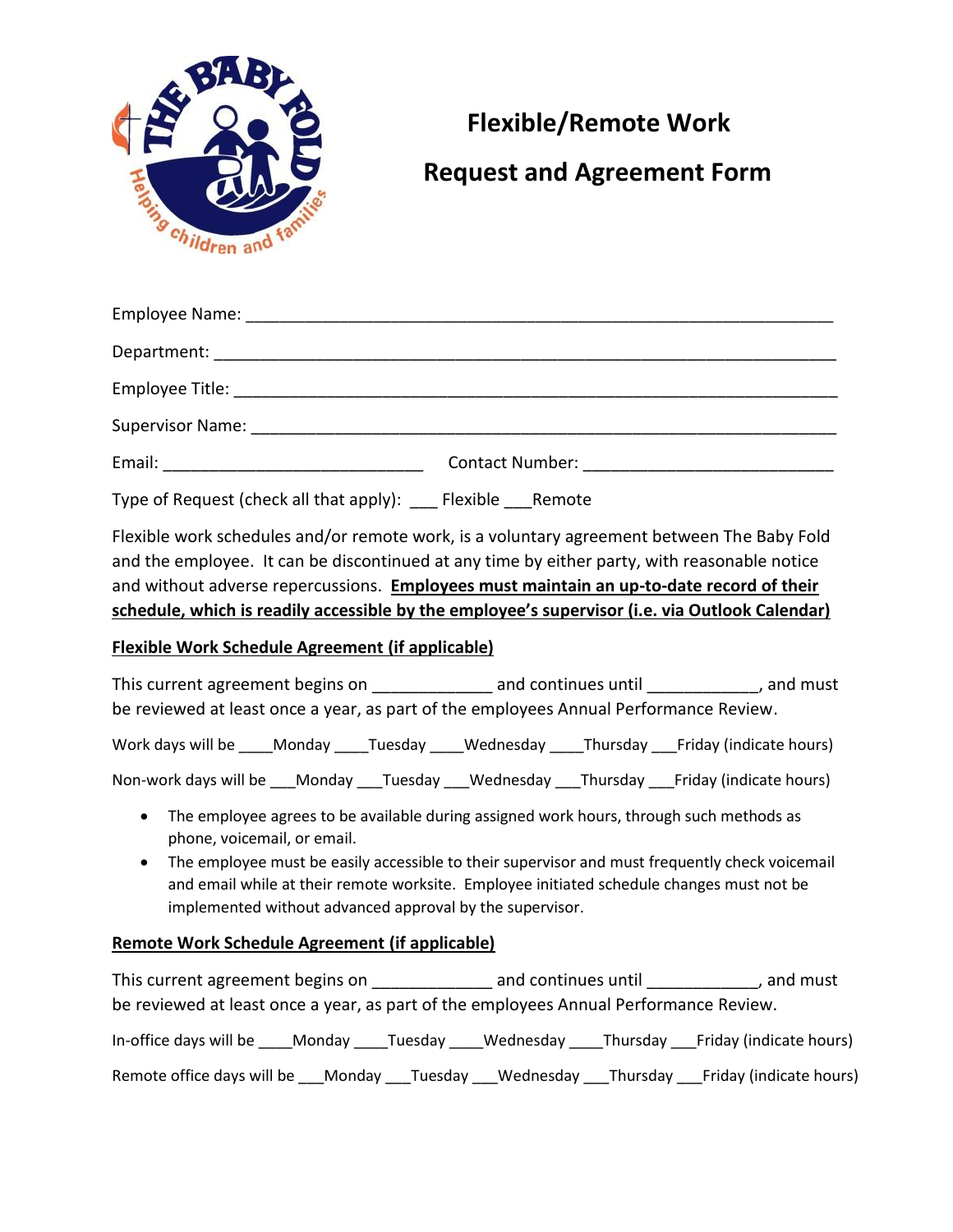# Flexible/Remote Work

# Request and Agreement Form

Employee Name: ___________________________________________________________________

Department: ______________________________________________________________________

Employee Title: ____________________________________________________________________

Supervisor Name: __________________________________________________________________

Email: ____________________________ Contact Number: ___________________________

Type of Request (check all that apply): ___ Flexible ___Remote

Flexible work schedules and/or remote work, is a voluntary agreement between The Baby Fold and the employee. It can be discontinued at any time by either party, with reasonable notice and without adverse repercussions. **Employees must maintain an up-to-date record of their schedule, which is readily accessible by the employee's supervisor (i.e. via Outlook Calendar)**

**Flexible Work Schedule Agreement (if applicable)**

This current agreement begins on _____________ and continues until ____________, and must be reviewed at least once a year, as part of the employees Annual Performance Review.

Work days will be ____Monday ____Tuesday ____Wednesday ____Thursday ___Friday (indicate hours)

Non-work days will be ___Monday ___Tuesday ___Wednesday ___Thursday ___Friday (indicate hours)

- The employee agrees to be available during assigned work hours, through such methods as phone, voicemail, or email.
- The employee must be easily accessible to their supervisor and must frequently check voicemail and email while at their remote worksite. Employee initiated schedule changes must not be implemented without advanced approval by the supervisor.

**Remote Work Schedule Agreement (if applicable)**

This current agreement begins on _____________ and continues until ____________, and must be reviewed at least once a year, as part of the employees Annual Performance Review.

In-office days will be ____Monday ____Tuesday ____Wednesday ____Thursday ___Friday (indicate hours)

Remote office days will be ___Monday ___Tuesday ___Wednesday ___Thursday ___Friday (indicate hours)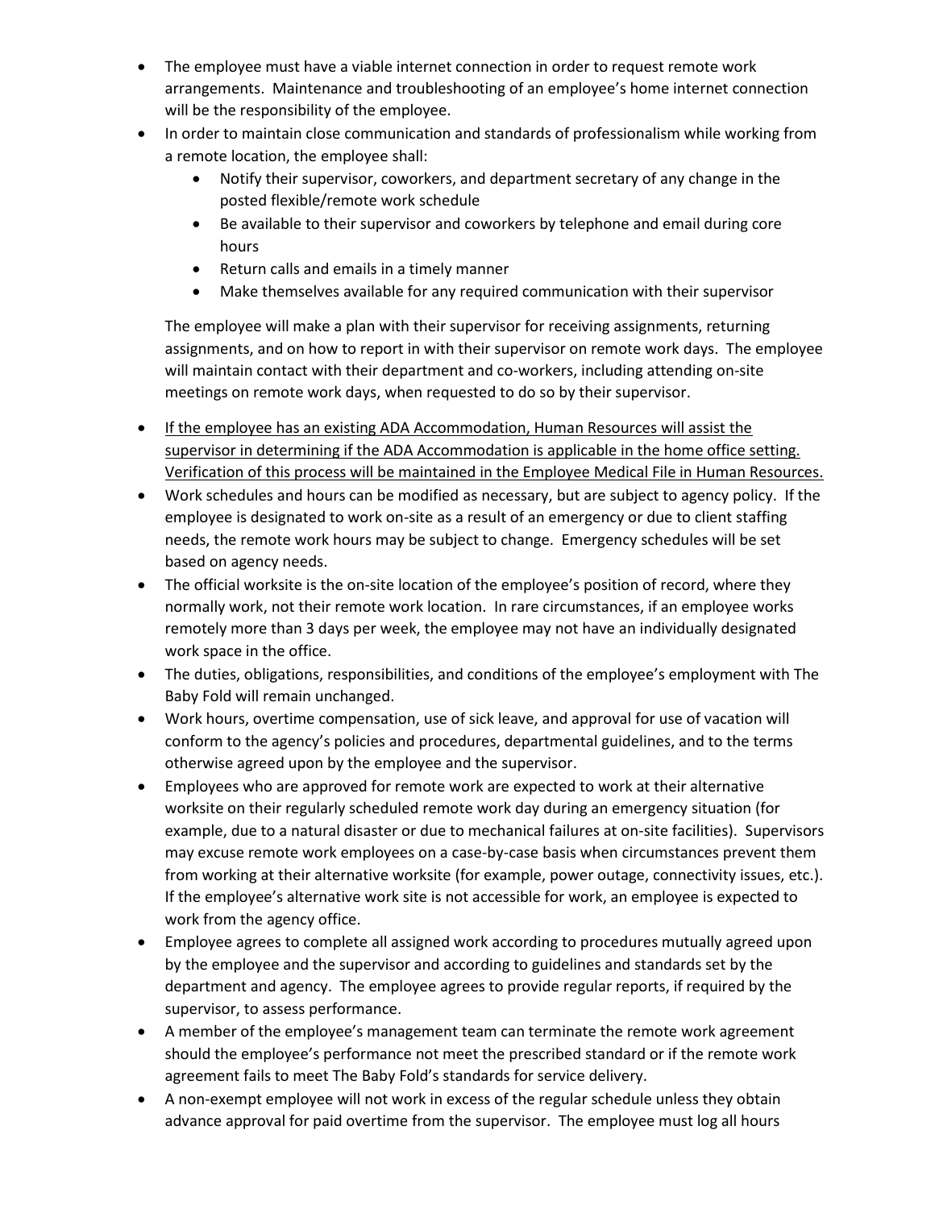- The employee must have a viable internet connection in order to request remote work arrangements. Maintenance and troubleshooting of an employee's home internet connection will be the responsibility of the employee.
- In order to maintain close communication and standards of professionalism while working from a remote location, the employee shall:
  - Notify their supervisor, coworkers, and department secretary of any change in the posted flexible/remote work schedule
  - Be available to their supervisor and coworkers by telephone and email during core hours
  - Return calls and emails in a timely manner
  - Make themselves available for any required communication with their supervisor

  The employee will make a plan with their supervisor for receiving assignments, returning assignments, and on how to report in with their supervisor on remote work days. The employee will maintain contact with their department and co-workers, including attending on-site meetings on remote work days, when requested to do so by their supervisor.

- <u>If the employee has an existing ADA Accommodation, Human Resources will assist the supervisor in determining if the ADA Accommodation is applicable in the home office setting. Verification of this process will be maintained in the Employee Medical File in Human Resources.</u>
- Work schedules and hours can be modified as necessary, but are subject to agency policy. If the employee is designated to work on-site as a result of an emergency or due to client staffing needs, the remote work hours may be subject to change. Emergency schedules will be set based on agency needs.
- The official worksite is the on-site location of the employee's position of record, where they normally work, not their remote work location. In rare circumstances, if an employee works remotely more than 3 days per week, the employee may not have an individually designated work space in the office.
- The duties, obligations, responsibilities, and conditions of the employee's employment with The Baby Fold will remain unchanged.
- Work hours, overtime compensation, use of sick leave, and approval for use of vacation will conform to the agency's policies and procedures, departmental guidelines, and to the terms otherwise agreed upon by the employee and the supervisor.
- Employees who are approved for remote work are expected to work at their alternative worksite on their regularly scheduled remote work day during an emergency situation (for example, due to a natural disaster or due to mechanical failures at on-site facilities). Supervisors may excuse remote work employees on a case-by-case basis when circumstances prevent them from working at their alternative worksite (for example, power outage, connectivity issues, etc.). If the employee's alternative work site is not accessible for work, an employee is expected to work from the agency office.
- Employee agrees to complete all assigned work according to procedures mutually agreed upon by the employee and the supervisor and according to guidelines and standards set by the department and agency. The employee agrees to provide regular reports, if required by the supervisor, to assess performance.
- A member of the employee's management team can terminate the remote work agreement should the employee's performance not meet the prescribed standard or if the remote work agreement fails to meet The Baby Fold's standards for service delivery.
- A non-exempt employee will not work in excess of the regular schedule unless they obtain advance approval for paid overtime from the supervisor. The employee must log all hours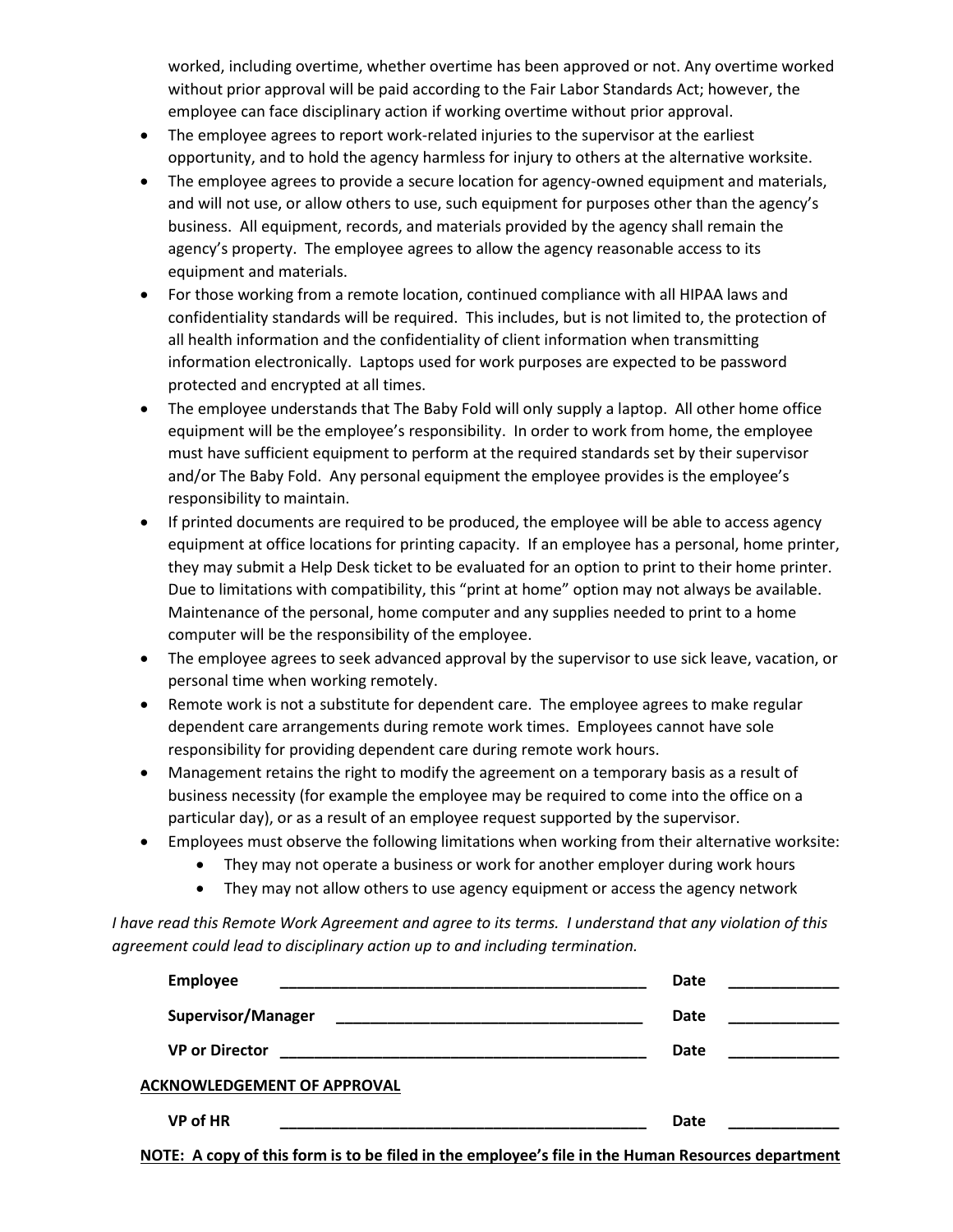worked, including overtime, whether overtime has been approved or not. Any overtime worked without prior approval will be paid according to the Fair Labor Standards Act; however, the employee can face disciplinary action if working overtime without prior approval.

- The employee agrees to report work-related injuries to the supervisor at the earliest opportunity, and to hold the agency harmless for injury to others at the alternative worksite.
- The employee agrees to provide a secure location for agency-owned equipment and materials, and will not use, or allow others to use, such equipment for purposes other than the agency's business. All equipment, records, and materials provided by the agency shall remain the agency's property. The employee agrees to allow the agency reasonable access to its equipment and materials.
- For those working from a remote location, continued compliance with all HIPAA laws and confidentiality standards will be required. This includes, but is not limited to, the protection of all health information and the confidentiality of client information when transmitting information electronically. Laptops used for work purposes are expected to be password protected and encrypted at all times.
- The employee understands that The Baby Fold will only supply a laptop. All other home office equipment will be the employee's responsibility. In order to work from home, the employee must have sufficient equipment to perform at the required standards set by their supervisor and/or The Baby Fold. Any personal equipment the employee provides is the employee's responsibility to maintain.
- If printed documents are required to be produced, the employee will be able to access agency equipment at office locations for printing capacity. If an employee has a personal, home printer, they may submit a Help Desk ticket to be evaluated for an option to print to their home printer. Due to limitations with compatibility, this "print at home" option may not always be available. Maintenance of the personal, home computer and any supplies needed to print to a home computer will be the responsibility of the employee.
- The employee agrees to seek advanced approval by the supervisor to use sick leave, vacation, or personal time when working remotely.
- Remote work is not a substitute for dependent care. The employee agrees to make regular dependent care arrangements during remote work times. Employees cannot have sole responsibility for providing dependent care during remote work hours.
- Management retains the right to modify the agreement on a temporary basis as a result of business necessity (for example the employee may be required to come into the office on a particular day), or as a result of an employee request supported by the supervisor.
- Employees must observe the following limitations when working from their alternative worksite:
    - They may not operate a business or work for another employer during work hours
    - They may not allow others to use agency equipment or access the agency network

*I have read this Remote Work Agreement and agree to its terms. I understand that any violation of this agreement could lead to disciplinary action up to and including termination.*

**Employee** ______________________________________________ **Date** _____________

**Supervisor/Manager** ______________________________________ **Date** _____________

**VP or Director** ___________________________________________ **Date** _____________

**ACKNOWLEDGEMENT OF APPROVAL**

**VP of HR** ______________________________________________ **Date** _____________

**NOTE: A copy of this form is to be filed in the employee's file in the Human Resources department**